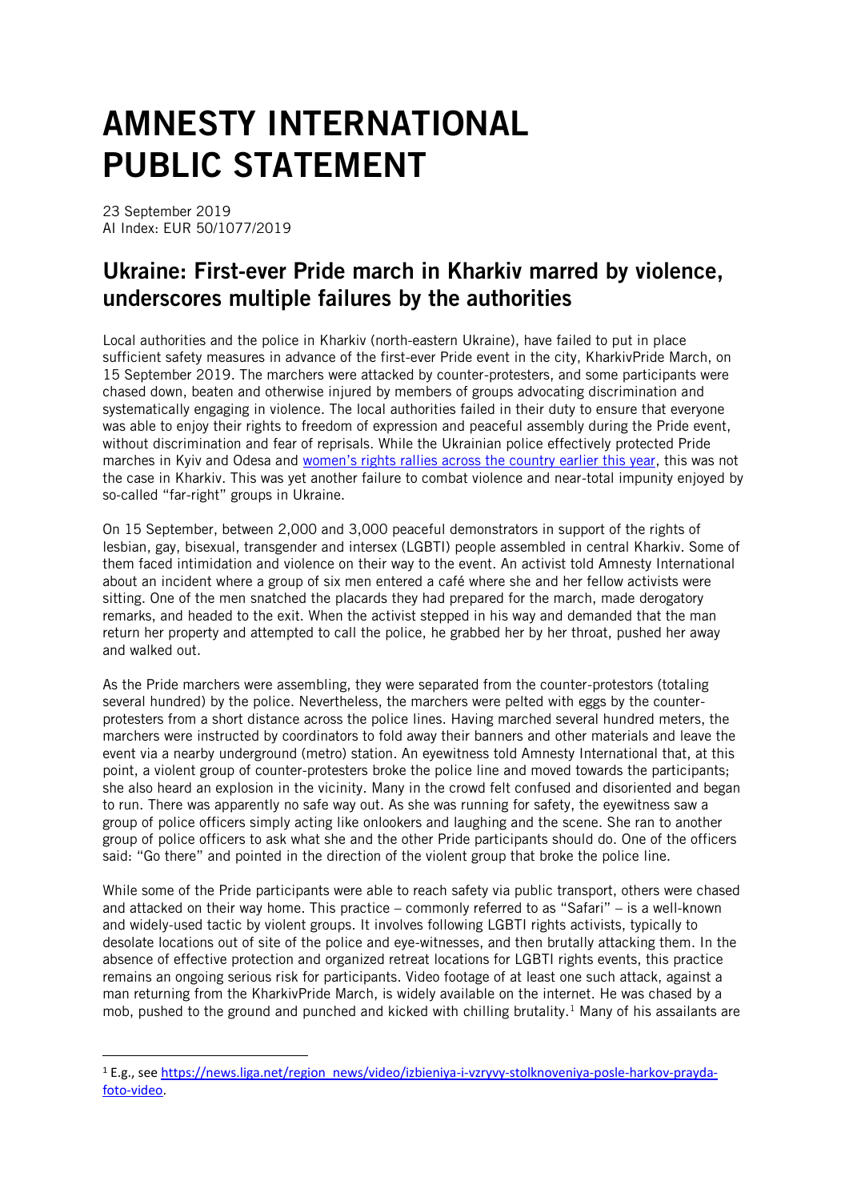# AMNESTY INTERNATIONAL PUBLIC STATEMENT

23 September 2019
AI Index: EUR 50/1077/2019

## Ukraine: First-ever Pride march in Kharkiv marred by violence, underscores multiple failures by the authorities

Local authorities and the police in Kharkiv (north-eastern Ukraine), have failed to put in place sufficient safety measures in advance of the first-ever Pride event in the city, KharkivPride March, on 15 September 2019. The marchers were attacked by counter-protesters, and some participants were chased down, beaten and otherwise injured by members of groups advocating discrimination and systematically engaging in violence. The local authorities failed in their duty to ensure that everyone was able to enjoy their rights to freedom of expression and peaceful assembly during the Pride event, without discrimination and fear of reprisals. While the Ukrainian police effectively protected Pride marches in Kyiv and Odesa and women's rights rallies across the country earlier this year, this was not the case in Kharkiv. This was yet another failure to combat violence and near-total impunity enjoyed by so-called "far-right" groups in Ukraine.

On 15 September, between 2,000 and 3,000 peaceful demonstrators in support of the rights of lesbian, gay, bisexual, transgender and intersex (LGBTI) people assembled in central Kharkiv. Some of them faced intimidation and violence on their way to the event. An activist told Amnesty International about an incident where a group of six men entered a café where she and her fellow activists were sitting. One of the men snatched the placards they had prepared for the march, made derogatory remarks, and headed to the exit. When the activist stepped in his way and demanded that the man return her property and attempted to call the police, he grabbed her by her throat, pushed her away and walked out.

As the Pride marchers were assembling, they were separated from the counter-protestors (totaling several hundred) by the police. Nevertheless, the marchers were pelted with eggs by the counter-protesters from a short distance across the police lines. Having marched several hundred meters, the marchers were instructed by coordinators to fold away their banners and other materials and leave the event via a nearby underground (metro) station. An eyewitness told Amnesty International that, at this point, a violent group of counter-protesters broke the police line and moved towards the participants; she also heard an explosion in the vicinity. Many in the crowd felt confused and disoriented and began to run. There was apparently no safe way out. As she was running for safety, the eyewitness saw a group of police officers simply acting like onlookers and laughing and the scene. She ran to another group of police officers to ask what she and the other Pride participants should do. One of the officers said: "Go there" and pointed in the direction of the violent group that broke the police line.

While some of the Pride participants were able to reach safety via public transport, others were chased and attacked on their way home. This practice – commonly referred to as "Safari" – is a well-known and widely-used tactic by violent groups. It involves following LGBTI rights activists, typically to desolate locations out of site of the police and eye-witnesses, and then brutally attacking them. In the absence of effective protection and organized retreat locations for LGBTI rights events, this practice remains an ongoing serious risk for participants. Video footage of at least one such attack, against a man returning from the KharkivPride March, is widely available on the internet. He was chased by a mob, pushed to the ground and punched and kicked with chilling brutality.[1] Many of his assailants are

[1] E.g., see https://news.liga.net/region_news/video/izbieniya-i-vzryvy-stolknoveniya-posle-harkov-prayda-foto-video.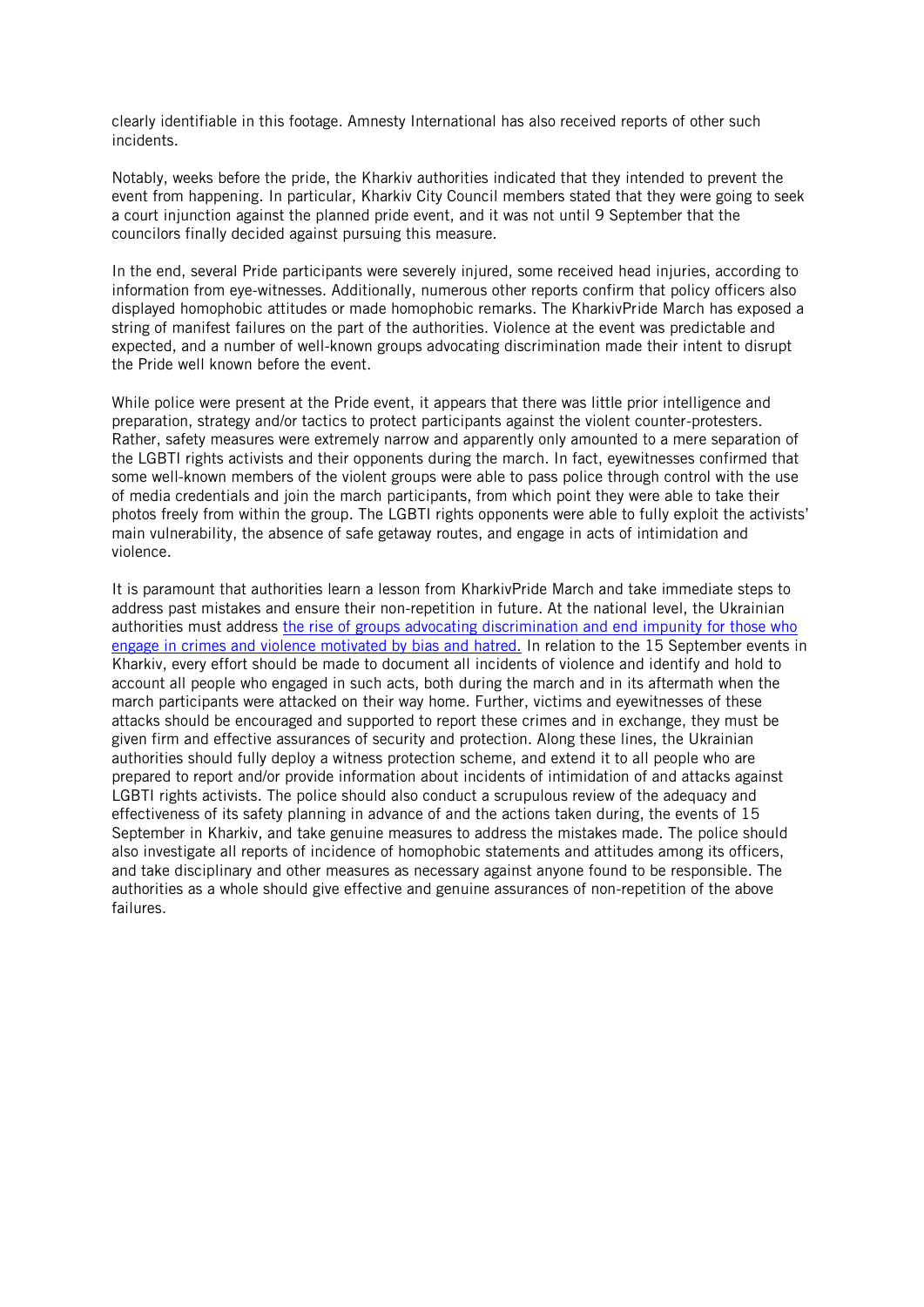clearly identifiable in this footage. Amnesty International has also received reports of other such incidents.

Notably, weeks before the pride, the Kharkiv authorities indicated that they intended to prevent the event from happening. In particular, Kharkiv City Council members stated that they were going to seek a court injunction against the planned pride event, and it was not until 9 September that the councilors finally decided against pursuing this measure.

In the end, several Pride participants were severely injured, some received head injuries, according to information from eye-witnesses. Additionally, numerous other reports confirm that policy officers also displayed homophobic attitudes or made homophobic remarks. The KharkivPride March has exposed a string of manifest failures on the part of the authorities. Violence at the event was predictable and expected, and a number of well-known groups advocating discrimination made their intent to disrupt the Pride well known before the event.

While police were present at the Pride event, it appears that there was little prior intelligence and preparation, strategy and/or tactics to protect participants against the violent counter-protesters. Rather, safety measures were extremely narrow and apparently only amounted to a mere separation of the LGBTI rights activists and their opponents during the march. In fact, eyewitnesses confirmed that some well-known members of the violent groups were able to pass police through control with the use of media credentials and join the march participants, from which point they were able to take their photos freely from within the group. The LGBTI rights opponents were able to fully exploit the activists' main vulnerability, the absence of safe getaway routes, and engage in acts of intimidation and violence.

It is paramount that authorities learn a lesson from KharkivPride March and take immediate steps to address past mistakes and ensure their non-repetition in future. At the national level, the Ukrainian authorities must address [the rise of groups advocating discrimination and end impunity for those who engage in crimes and violence motivated by bias and hatred.] In relation to the 15 September events in Kharkiv, every effort should be made to document all incidents of violence and identify and hold to account all people who engaged in such acts, both during the march and in its aftermath when the march participants were attacked on their way home. Further, victims and eyewitnesses of these attacks should be encouraged and supported to report these crimes and in exchange, they must be given firm and effective assurances of security and protection. Along these lines, the Ukrainian authorities should fully deploy a witness protection scheme, and extend it to all people who are prepared to report and/or provide information about incidents of intimidation of and attacks against LGBTI rights activists. The police should also conduct a scrupulous review of the adequacy and effectiveness of its safety planning in advance of and the actions taken during, the events of 15 September in Kharkiv, and take genuine measures to address the mistakes made. The police should also investigate all reports of incidence of homophobic statements and attitudes among its officers, and take disciplinary and other measures as necessary against anyone found to be responsible. The authorities as a whole should give effective and genuine assurances of non-repetition of the above failures.